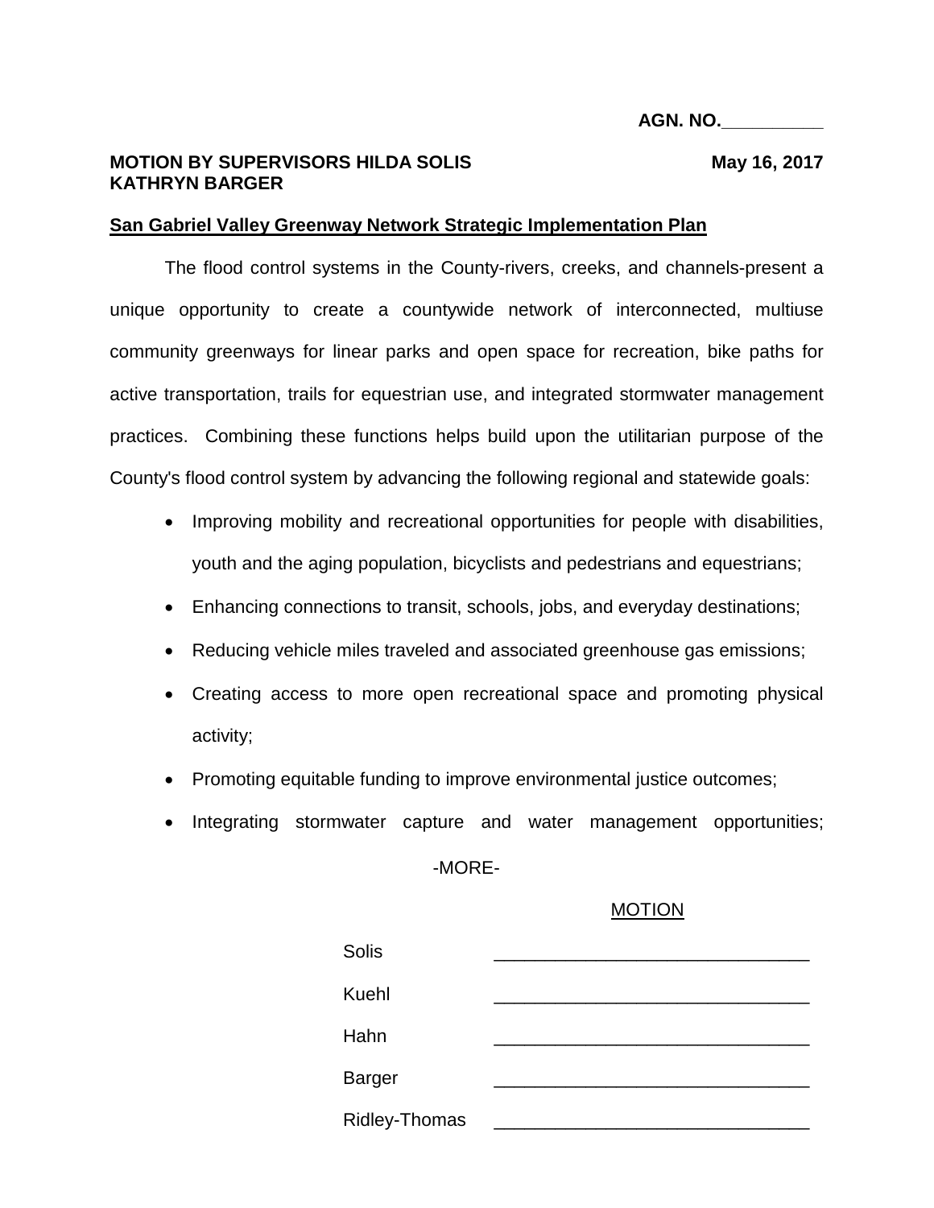**AGN. NO.__________**

**MOTION BY SUPERVISORS HILDA SOLIS KATHRYN BARGER** **May 16, 2017**

**San Gabriel Valley Greenway Network Strategic Implementation Plan**

The flood control systems in the County-rivers, creeks, and channels-present a unique opportunity to create a countywide network of interconnected, multiuse community greenways for linear parks and open space for recreation, bike paths for active transportation, trails for equestrian use, and integrated stormwater management practices. Combining these functions helps build upon the utilitarian purpose of the County's flood control system by advancing the following regional and statewide goals:

- Improving mobility and recreational opportunities for people with disabilities, youth and the aging population, bicyclists and pedestrians and equestrians;
- Enhancing connections to transit, schools, jobs, and everyday destinations;
- Reducing vehicle miles traveled and associated greenhouse gas emissions;
- Creating access to more open recreational space and promoting physical activity;
- Promoting equitable funding to improve environmental justice outcomes;
- Integrating stormwater capture and water management opportunities;

-MORE-

MOTION

| | |
|---|---|
| Solis | _______________________________ |
| Kuehl | _______________________________ |
| Hahn | _______________________________ |
| Barger | _______________________________ |
| Ridley-Thomas | _______________________________ |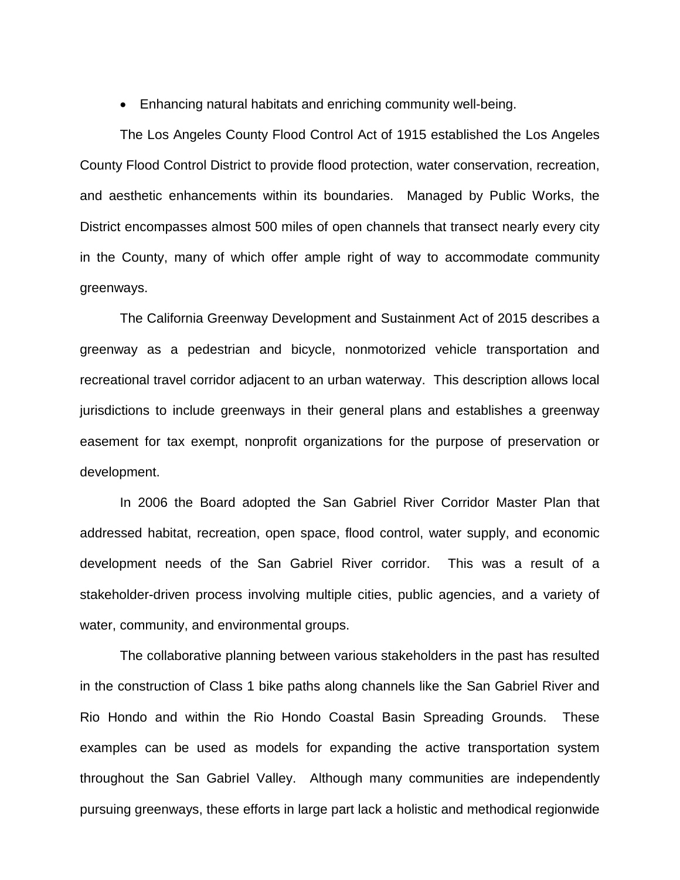- Enhancing natural habitats and enriching community well-being.

The Los Angeles County Flood Control Act of 1915 established the Los Angeles County Flood Control District to provide flood protection, water conservation, recreation, and aesthetic enhancements within its boundaries. Managed by Public Works, the District encompasses almost 500 miles of open channels that transect nearly every city in the County, many of which offer ample right of way to accommodate community greenways.

The California Greenway Development and Sustainment Act of 2015 describes a greenway as a pedestrian and bicycle, nonmotorized vehicle transportation and recreational travel corridor adjacent to an urban waterway. This description allows local jurisdictions to include greenways in their general plans and establishes a greenway easement for tax exempt, nonprofit organizations for the purpose of preservation or development.

In 2006 the Board adopted the San Gabriel River Corridor Master Plan that addressed habitat, recreation, open space, flood control, water supply, and economic development needs of the San Gabriel River corridor. This was a result of a stakeholder-driven process involving multiple cities, public agencies, and a variety of water, community, and environmental groups.

The collaborative planning between various stakeholders in the past has resulted in the construction of Class 1 bike paths along channels like the San Gabriel River and Rio Hondo and within the Rio Hondo Coastal Basin Spreading Grounds. These examples can be used as models for expanding the active transportation system throughout the San Gabriel Valley. Although many communities are independently pursuing greenways, these efforts in large part lack a holistic and methodical regionwide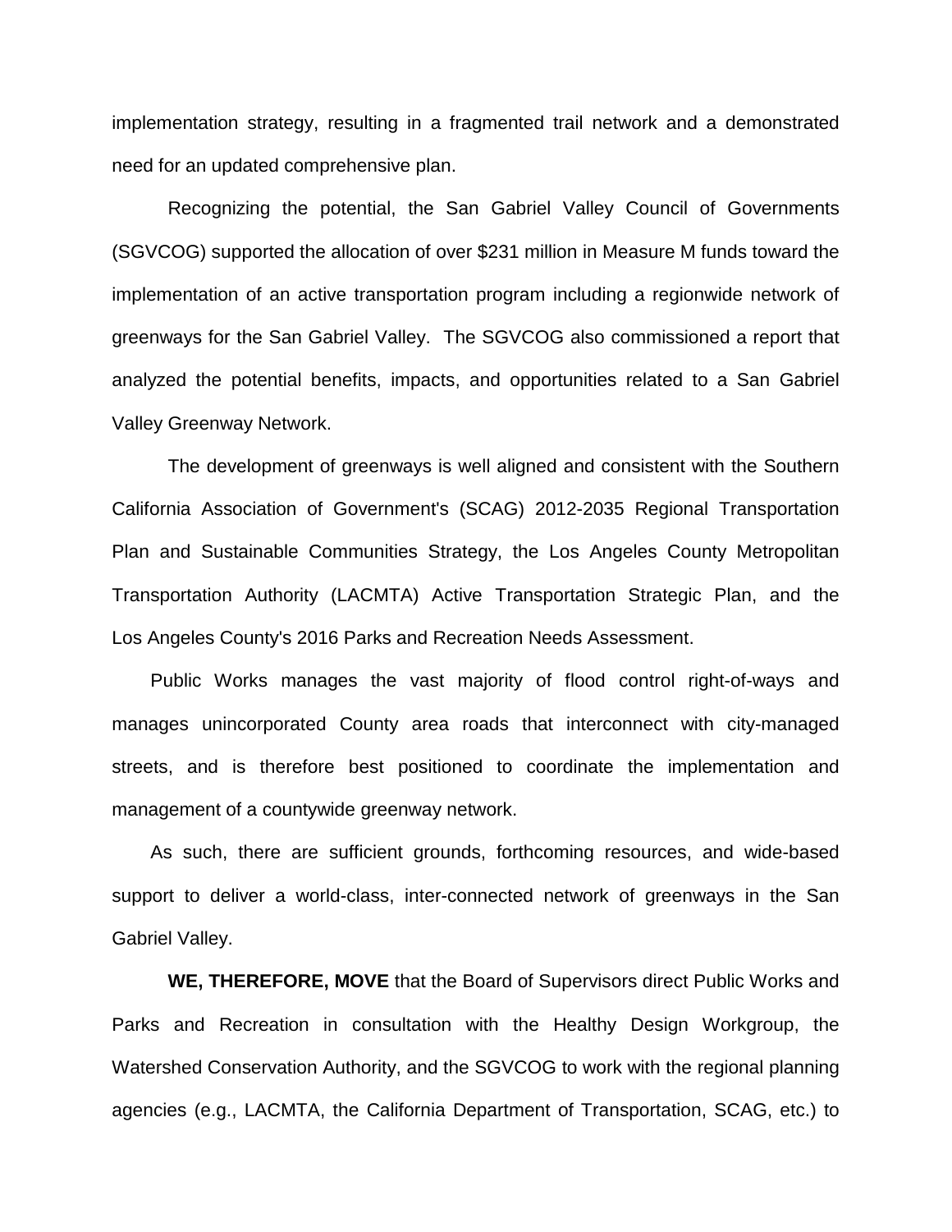implementation strategy, resulting in a fragmented trail network and a demonstrated need for an updated comprehensive plan.

Recognizing the potential, the San Gabriel Valley Council of Governments (SGVCOG) supported the allocation of over $231 million in Measure M funds toward the implementation of an active transportation program including a regionwide network of greenways for the San Gabriel Valley. The SGVCOG also commissioned a report that analyzed the potential benefits, impacts, and opportunities related to a San Gabriel Valley Greenway Network.

The development of greenways is well aligned and consistent with the Southern California Association of Government's (SCAG) 2012-2035 Regional Transportation Plan and Sustainable Communities Strategy, the Los Angeles County Metropolitan Transportation Authority (LACMTA) Active Transportation Strategic Plan, and the Los Angeles County's 2016 Parks and Recreation Needs Assessment.

Public Works manages the vast majority of flood control right-of-ways and manages unincorporated County area roads that interconnect with city-managed streets, and is therefore best positioned to coordinate the implementation and management of a countywide greenway network.

As such, there are sufficient grounds, forthcoming resources, and wide-based support to deliver a world-class, inter-connected network of greenways in the San Gabriel Valley.

**WE, THEREFORE, MOVE** that the Board of Supervisors direct Public Works and Parks and Recreation in consultation with the Healthy Design Workgroup, the Watershed Conservation Authority, and the SGVCOG to work with the regional planning agencies (e.g., LACMTA, the California Department of Transportation, SCAG, etc.) to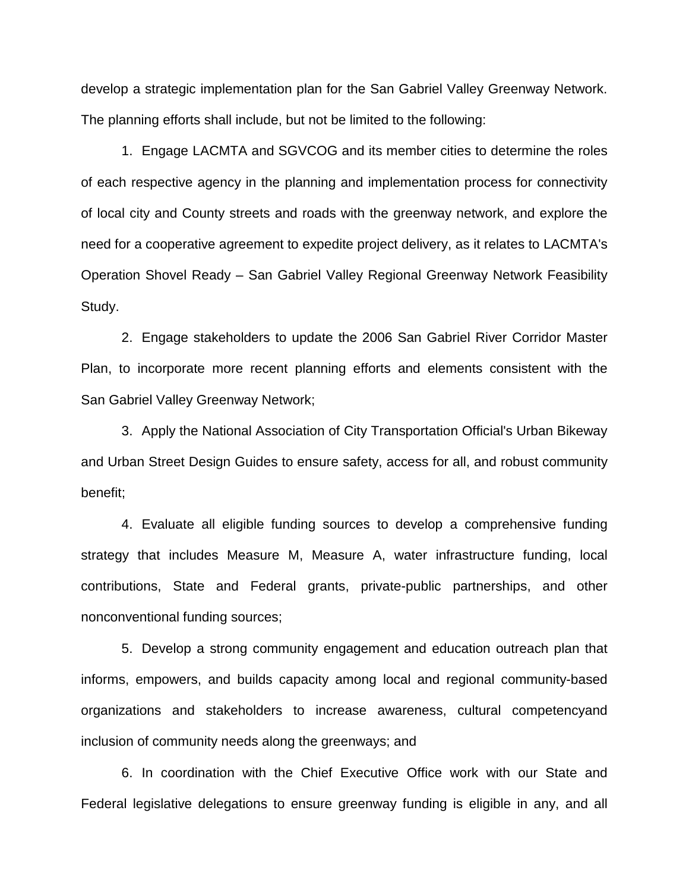develop a strategic implementation plan for the San Gabriel Valley Greenway Network. The planning efforts shall include, but not be limited to the following:

1. Engage LACMTA and SGVCOG and its member cities to determine the roles of each respective agency in the planning and implementation process for connectivity of local city and County streets and roads with the greenway network, and explore the need for a cooperative agreement to expedite project delivery, as it relates to LACMTA's Operation Shovel Ready – San Gabriel Valley Regional Greenway Network Feasibility Study.

2. Engage stakeholders to update the 2006 San Gabriel River Corridor Master Plan, to incorporate more recent planning efforts and elements consistent with the San Gabriel Valley Greenway Network;

3. Apply the National Association of City Transportation Official's Urban Bikeway and Urban Street Design Guides to ensure safety, access for all, and robust community benefit;

4. Evaluate all eligible funding sources to develop a comprehensive funding strategy that includes Measure M, Measure A, water infrastructure funding, local contributions, State and Federal grants, private-public partnerships, and other nonconventional funding sources;

5. Develop a strong community engagement and education outreach plan that informs, empowers, and builds capacity among local and regional community-based organizations and stakeholders to increase awareness, cultural competencyand inclusion of community needs along the greenways; and

6. In coordination with the Chief Executive Office work with our State and Federal legislative delegations to ensure greenway funding is eligible in any, and all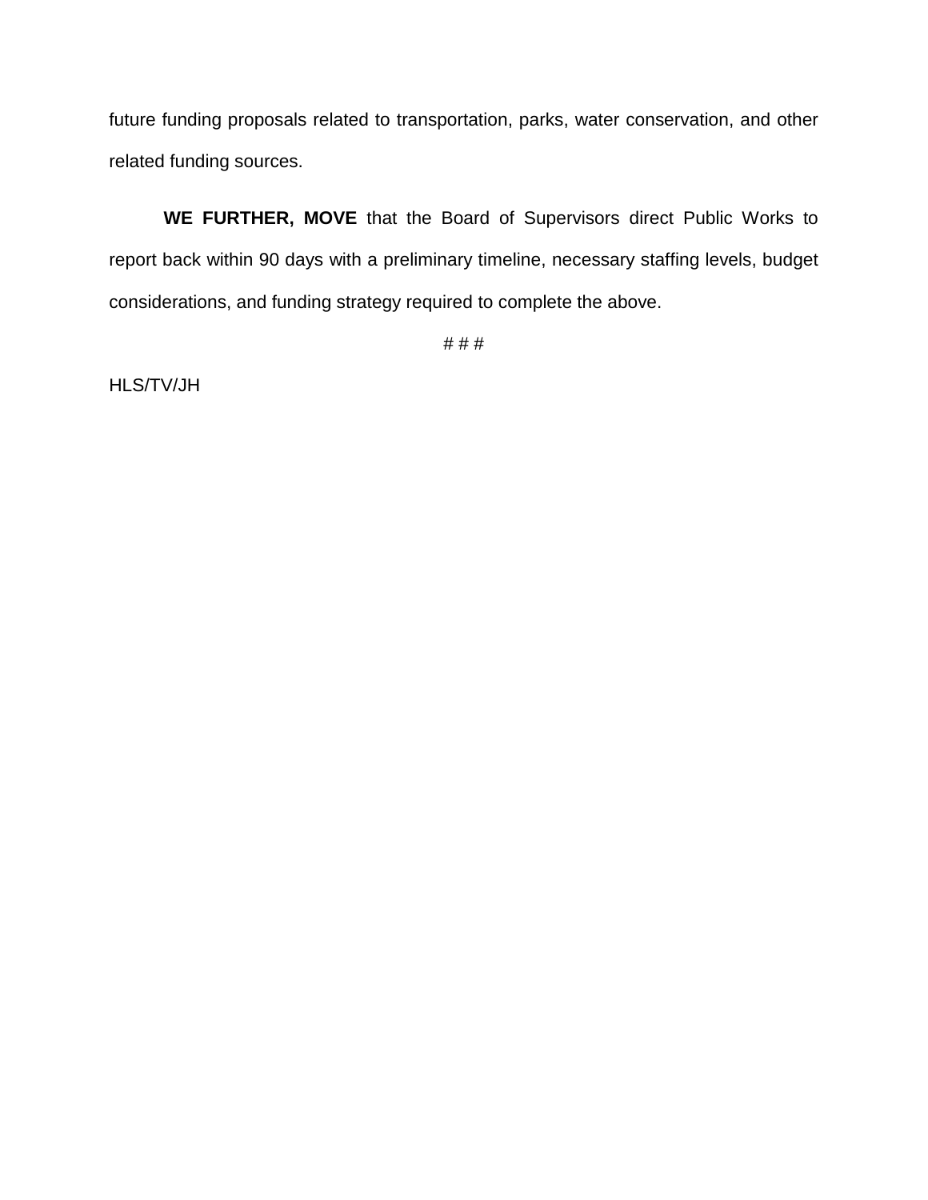future funding proposals related to transportation, parks, water conservation, and other related funding sources.

**WE FURTHER, MOVE** that the Board of Supervisors direct Public Works to report back within 90 days with a preliminary timeline, necessary staffing levels, budget considerations, and funding strategy required to complete the above.

# # #

HLS/TV/JH